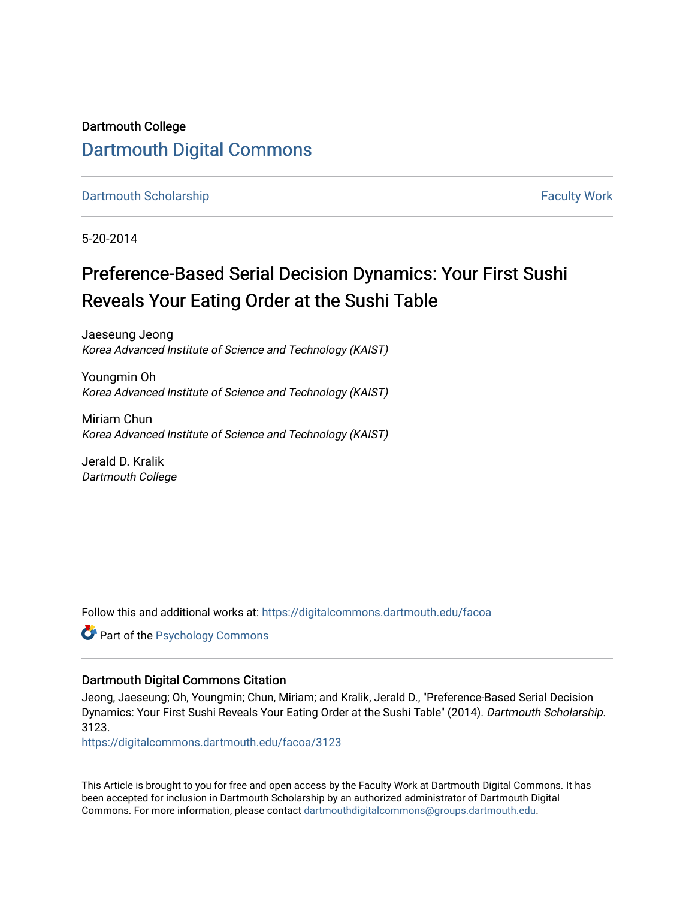Dartmouth College

# Dartmouth Digital Commons

Dartmouth Scholarship | Faculty Work

5-20-2014

## Preference-Based Serial Decision Dynamics: Your First Sushi Reveals Your Eating Order at the Sushi Table

Jaeseung Jeong
*Korea Advanced Institute of Science and Technology (KAIST)*

Youngmin Oh
*Korea Advanced Institute of Science and Technology (KAIST)*

Miriam Chun
*Korea Advanced Institute of Science and Technology (KAIST)*

Jerald D. Kralik
*Dartmouth College*

Follow this and additional works at: https://digitalcommons.dartmouth.edu/facoa

Part of the Psychology Commons

### Dartmouth Digital Commons Citation

Jeong, Jaeseung; Oh, Youngmin; Chun, Miriam; and Kralik, Jerald D., "Preference-Based Serial Decision Dynamics: Your First Sushi Reveals Your Eating Order at the Sushi Table" (2014). *Dartmouth Scholarship*. 3123.
https://digitalcommons.dartmouth.edu/facoa/3123

This Article is brought to you for free and open access by the Faculty Work at Dartmouth Digital Commons. It has been accepted for inclusion in Dartmouth Scholarship by an authorized administrator of Dartmouth Digital Commons. For more information, please contact dartmouthdigitalcommons@groups.dartmouth.edu.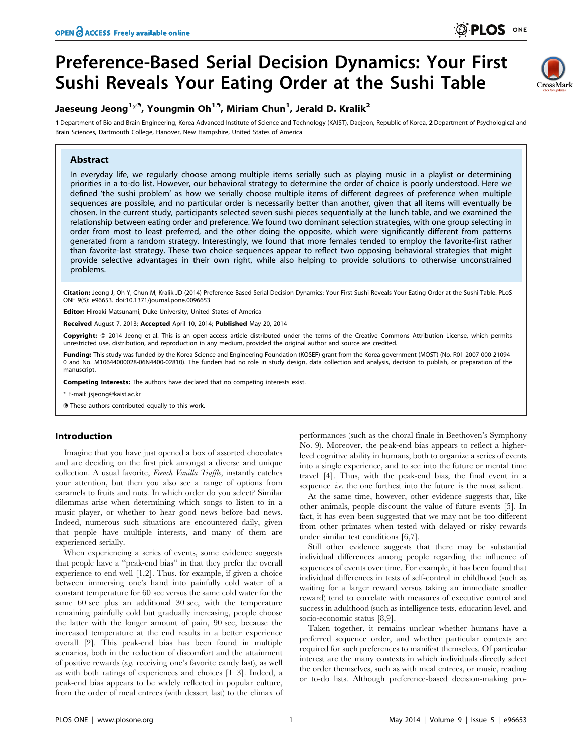# Preference-Based Serial Decision Dynamics: Your First Sushi Reveals Your Eating Order at the Sushi Table

**Jaeseung Jeong**[1*¶], **Youngmin Oh**[1¶], **Miriam Chun**[1], **Jerald D. Kralik**[2]

[1] Department of Bio and Brain Engineering, Korea Advanced Institute of Science and Technology (KAIST), Daejeon, Republic of Korea, [2] Department of Psychological and Brain Sciences, Dartmouth College, Hanover, New Hampshire, United States of America

## Abstract

In everyday life, we regularly choose among multiple items serially such as playing music in a playlist or determining priorities in a to-do list. However, our behavioral strategy to determine the order of choice is poorly understood. Here we defined 'the sushi problem' as how we serially choose multiple items of different degrees of preference when multiple sequences are possible, and no particular order is necessarily better than another, given that all items will eventually be chosen. In the current study, participants selected seven sushi pieces sequentially at the lunch table, and we examined the relationship between eating order and preference. We found two dominant selection strategies, with one group selecting in order from most to least preferred, and the other doing the opposite, which were significantly different from patterns generated from a random strategy. Interestingly, we found that more females tended to employ the favorite-first rather than favorite-last strategy. These two choice sequences appear to reflect two opposing behavioral strategies that might provide selective advantages in their own right, while also helping to provide solutions to otherwise unconstrained problems.

**Citation:** Jeong J, Oh Y, Chun M, Kralik JD (2014) Preference-Based Serial Decision Dynamics: Your First Sushi Reveals Your Eating Order at the Sushi Table. PLoS ONE 9(5): e96653. doi:10.1371/journal.pone.0096653

**Editor:** Hiroaki Matsunami, Duke University, United States of America

**Received** August 7, 2013; **Accepted** April 10, 2014; **Published** May 20, 2014

**Copyright:** © 2014 Jeong et al. This is an open-access article distributed under the terms of the Creative Commons Attribution License, which permits unrestricted use, distribution, and reproduction in any medium, provided the original author and source are credited.

**Funding:** This study was funded by the Korea Science and Engineering Foundation (KOSEF) grant from the Korea government (MOST) (No. R01-2007-000-21094-0 and No. M10644000028-06N4400-02810). The funders had no role in study design, data collection and analysis, decision to publish, or preparation of the manuscript.

**Competing Interests:** The authors have declared that no competing interests exist.

\* E-mail: jsjeong@kaist.ac.kr

¶ These authors contributed equally to this work.

## Introduction

Imagine that you have just opened a box of assorted chocolates and are deciding on the first pick amongst a diverse and unique collection. A usual favorite, *French Vanilla Truffle*, instantly catches your attention, but then you also see a range of options from caramels to fruits and nuts. In which order do you select? Similar dilemmas arise when determining which songs to listen to in a music player, or whether to hear good news before bad news. Indeed, numerous such situations are encountered daily, given that people have multiple interests, and many of them are experienced serially.

When experiencing a series of events, some evidence suggests that people have a "peak-end bias" in that they prefer the overall experience to end well [1,2]. Thus, for example, if given a choice between immersing one's hand into painfully cold water of a constant temperature for 60 sec versus the same cold water for the same 60 sec plus an additional 30 sec, with the temperature remaining painfully cold but gradually increasing, people choose the latter with the longer amount of pain, 90 sec, because the increased temperature at the end results in a better experience overall [2]. This peak-end bias has been found in multiple scenarios, both in the reduction of discomfort and the attainment of positive rewards (*e.g.* receiving one's favorite candy last), as well as with both ratings of experiences and choices [1–3]. Indeed, a peak-end bias appears to be widely reflected in popular culture, from the order of meal entrees (with dessert last) to the climax of performances (such as the choral finale in Beethoven's Symphony No. 9). Moreover, the peak-end bias appears to reflect a higher-level cognitive ability in humans, both to organize a series of events into a single experience, and to see into the future or mental time travel [4]. Thus, with the peak-end bias, the final event in a sequence–*i.e.* the one furthest into the future–is the most salient.

At the same time, however, other evidence suggests that, like other animals, people discount the value of future events [5]. In fact, it has even been suggested that we may not be too different from other primates when tested with delayed or risky rewards under similar test conditions [6,7].

Still other evidence suggests that there may be substantial individual differences among people regarding the influence of sequences of events over time. For example, it has been found that individual differences in tests of self-control in childhood (such as waiting for a larger reward versus taking an immediate smaller reward) tend to correlate with measures of executive control and success in adulthood (such as intelligence tests, education level, and socio-economic status [8,9].

Taken together, it remains unclear whether humans have a preferred sequence order, and whether particular contexts are required for such preferences to manifest themselves. Of particular interest are the many contexts in which individuals directly select the order themselves, such as with meal entrees, or music, reading or to-do lists. Although preference-based decision-making pro-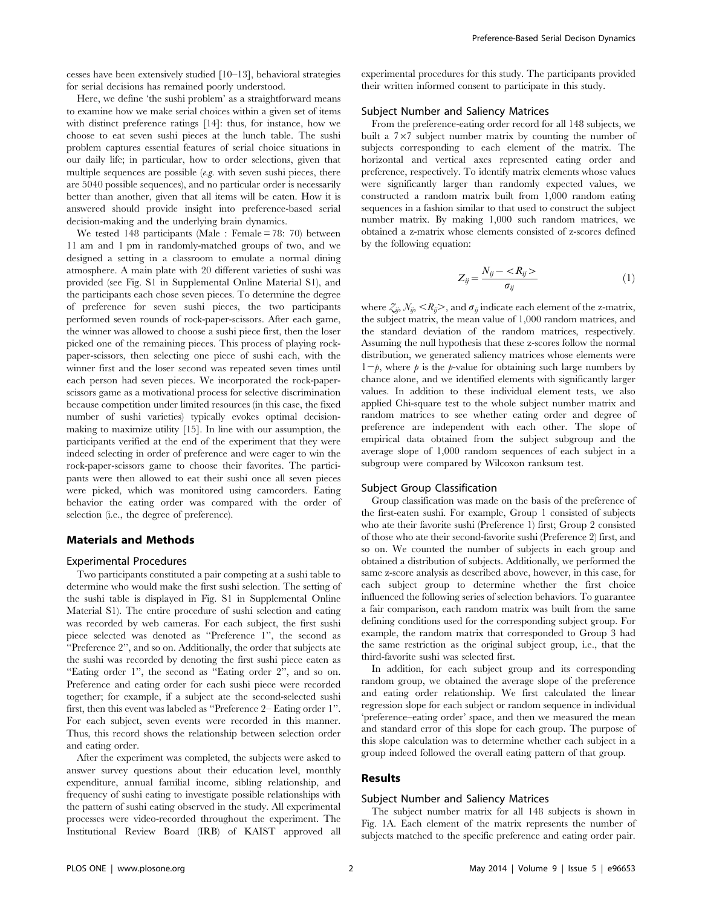cesses have been extensively studied [10–13], behavioral strategies for serial decisions has remained poorly understood.

Here, we define 'the sushi problem' as a straightforward means to examine how we make serial choices within a given set of items with distinct preference ratings [14]: thus, for instance, how we choose to eat seven sushi pieces at the lunch table. The sushi problem captures essential features of serial choice situations in our daily life; in particular, how to order selections, given that multiple sequences are possible (*e.g.* with seven sushi pieces, there are 5040 possible sequences), and no particular order is necessarily better than another, given that all items will be eaten. How it is answered should provide insight into preference-based serial decision-making and the underlying brain dynamics.

We tested 148 participants (Male : Female = 78: 70) between 11 am and 1 pm in randomly-matched groups of two, and we designed a setting in a classroom to emulate a normal dining atmosphere. A main plate with 20 different varieties of sushi was provided (see Fig. S1 in Supplemental Online Material S1), and the participants each chose seven pieces. To determine the degree of preference for seven sushi pieces, the two participants performed seven rounds of rock-paper-scissors. After each game, the winner was allowed to choose a sushi piece first, then the loser picked one of the remaining pieces. This process of playing rock-paper-scissors, then selecting one piece of sushi each, with the winner first and the loser second was repeated seven times until each person had seven pieces. We incorporated the rock-paper-scissors game as a motivational process for selective discrimination because competition under limited resources (in this case, the fixed number of sushi varieties) typically evokes optimal decision-making to maximize utility [15]. In line with our assumption, the participants verified at the end of the experiment that they were indeed selecting in order of preference and were eager to win the rock-paper-scissors game to choose their favorites. The participants were then allowed to eat their sushi once all seven pieces were picked, which was monitored using camcorders. Eating behavior the eating order was compared with the order of selection (i.e., the degree of preference).

## Materials and Methods

### Experimental Procedures

Two participants constituted a pair competing at a sushi table to determine who would make the first sushi selection. The setting of the sushi table is displayed in Fig. S1 in Supplemental Online Material S1). The entire procedure of sushi selection and eating was recorded by web cameras. For each subject, the first sushi piece selected was denoted as "Preference 1", the second as "Preference 2", and so on. Additionally, the order that subjects ate the sushi was recorded by denoting the first sushi piece eaten as "Eating order 1", the second as "Eating order 2", and so on. Preference and eating order for each sushi piece were recorded together; for example, if a subject ate the second-selected sushi first, then this event was labeled as "Preference 2– Eating order 1". For each subject, seven events were recorded in this manner. Thus, this record shows the relationship between selection order and eating order.

After the experiment was completed, the subjects were asked to answer survey questions about their education level, monthly expenditure, annual familial income, sibling relationship, and frequency of sushi eating to investigate possible relationships with the pattern of sushi eating observed in the study. All experimental processes were video-recorded throughout the experiment. The Institutional Review Board (IRB) of KAIST approved all experimental procedures for this study. The participants provided their written informed consent to participate in this study.

### Subject Number and Saliency Matrices

From the preference-eating order record for all 148 subjects, we built a 7×7 subject number matrix by counting the number of subjects corresponding to each element of the matrix. The horizontal and vertical axes represented eating order and preference, respectively. To identify matrix elements whose values were significantly larger than randomly expected values, we constructed a random matrix built from 1,000 random eating sequences in a fashion similar to that used to construct the subject number matrix. By making 1,000 such random matrices, we obtained a z-matrix whose elements consisted of z-scores defined by the following equation:

$$Z_{ij} = \frac{N_{ij} - \langle R_{ij} \rangle}{\sigma_{ij}} \tag{1}$$

where $Z_{ij}$, $N_{ij}$, $\langle R_{ij} \rangle$, and $\sigma_{ij}$ indicate each element of the z-matrix, the subject matrix, the mean value of 1,000 random matrices, and the standard deviation of the random matrices, respectively. Assuming the null hypothesis that these z-scores follow the normal distribution, we generated saliency matrices whose elements were $1-p$, where $p$ is the $p$-value for obtaining such large numbers by chance alone, and we identified elements with significantly larger values. In addition to these individual element tests, we also applied Chi-square test to the whole subject number matrix and random matrices to see whether eating order and degree of preference are independent with each other. The slope of empirical data obtained from the subject subgroup and the average slope of 1,000 random sequences of each subject in a subgroup were compared by Wilcoxon ranksum test.

### Subject Group Classification

Group classification was made on the basis of the preference of the first-eaten sushi. For example, Group 1 consisted of subjects who ate their favorite sushi (Preference 1) first; Group 2 consisted of those who ate their second-favorite sushi (Preference 2) first, and so on. We counted the number of subjects in each group and obtained a distribution of subjects. Additionally, we performed the same z-score analysis as described above, however, in this case, for each subject group to determine whether the first choice influenced the following series of selection behaviors. To guarantee a fair comparison, each random matrix was built from the same defining conditions used for the corresponding subject group. For example, the random matrix that corresponded to Group 3 had the same restriction as the original subject group, i.e., that the third-favorite sushi was selected first.

In addition, for each subject group and its corresponding random group, we obtained the average slope of the preference and eating order relationship. We first calculated the linear regression slope for each subject or random sequence in individual 'preference–eating order' space, and then we measured the mean and standard error of this slope for each group. The purpose of this slope calculation was to determine whether each subject in a group indeed followed the overall eating pattern of that group.

## Results

### Subject Number and Saliency Matrices

The subject number matrix for all 148 subjects is shown in Fig. 1A. Each element of the matrix represents the number of subjects matched to the specific preference and eating order pair.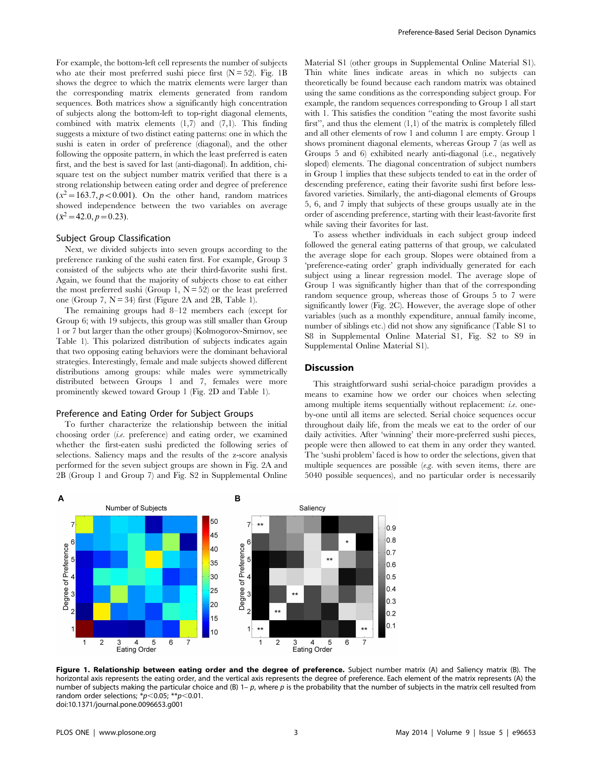For example, the bottom-left cell represents the number of subjects who ate their most preferred sushi piece first (N = 52). Fig. 1B shows the degree to which the matrix elements were larger than the corresponding matrix elements generated from random sequences. Both matrices show a significantly high concentration of subjects along the bottom-left to top-right diagonal elements, combined with matrix elements (1,7) and (7,1). This finding suggests a mixture of two distinct eating patterns: one in which the sushi is eaten in order of preference (diagonal), and the other following the opposite pattern, in which the least preferred is eaten first, and the best is saved for last (anti-diagonal). In addition, chi-square test on the subject number matrix verified that there is a strong relationship between eating order and degree of preference ($x^2 = 163.7, p < 0.001$). On the other hand, random matrices showed independence between the two variables on average ($\bar{x}^2 = 42.0, p = 0.23$).

### Subject Group Classification

Next, we divided subjects into seven groups according to the preference ranking of the sushi eaten first. For example, Group 3 consisted of the subjects who ate their third-favorite sushi first. Again, we found that the majority of subjects chose to eat either the most preferred sushi (Group 1, N = 52) or the least preferred one (Group 7, N = 34) first (Figure 2A and 2B, Table 1).

The remaining groups had 8–12 members each (except for Group 6; with 19 subjects, this group was still smaller than Group 1 or 7 but larger than the other groups) (Kolmogorov-Smirnov, see Table 1). This polarized distribution of subjects indicates again that two opposing eating behaviors were the dominant behavioral strategies. Interestingly, female and male subjects showed different distributions among groups: while males were symmetrically distributed between Groups 1 and 7, females were more prominently skewed toward Group 1 (Fig. 2D and Table 1).

### Preference and Eating Order for Subject Groups

To further characterize the relationship between the initial choosing order (*i.e.* preference) and eating order, we examined whether the first-eaten sushi predicted the following series of selections. Saliency maps and the results of the z-score analysis performed for the seven subject groups are shown in Fig. 2A and 2B (Group 1 and Group 7) and Fig. S2 in Supplemental Online Material S1 (other groups in Supplemental Online Material S1). Thin white lines indicate areas in which no subjects can theoretically be found because each random matrix was obtained using the same conditions as the corresponding subject group. For example, the random sequences corresponding to Group 1 all start with 1. This satisfies the condition "eating the most favorite sushi first", and thus the element (1,1) of the matrix is completely filled and all other elements of row 1 and column 1 are empty. Group 1 shows prominent diagonal elements, whereas Group 7 (as well as Groups 5 and 6) exhibited nearly anti-diagonal (i.e., negatively sloped) elements. The diagonal concentration of subject numbers in Group 1 implies that these subjects tended to eat in the order of descending preference, eating their favorite sushi first before less-favored varieties. Similarly, the anti-diagonal elements of Groups 5, 6, and 7 imply that subjects of these groups usually ate in the order of ascending preference, starting with their least-favorite first while saving their favorites for last.

To assess whether individuals in each subject group indeed followed the general eating patterns of that group, we calculated the average slope for each group. Slopes were obtained from a 'preference-eating order' graph individually generated for each subject using a linear regression model. The average slope of Group 1 was significantly higher than that of the corresponding random sequence group, whereas those of Groups 5 to 7 were significantly lower (Fig. 2C). However, the average slope of other variables (such as a monthly expenditure, annual family income, number of siblings etc.) did not show any significance (Table S1 to S8 in Supplemental Online Material S1, Fig. S2 to S9 in Supplemental Online Material S1).

## Discussion

This straightforward sushi serial-choice paradigm provides a means to examine how we order our choices when selecting among multiple items sequentially without replacement: *i.e.* one-by-one until all items are selected. Serial choice sequences occur throughout daily life, from the meals we eat to the order of our daily activities. After 'winning' their more-preferred sushi pieces, people were then allowed to eat them in any order they wanted. The 'sushi problem' faced is how to order the selections, given that multiple sequences are possible (*e.g.* with seven items, there are 5040 possible sequences), and no particular order is necessarily

**Figure 1. Relationship between eating order and the degree of preference.** Subject number matrix (A) and Saliency matrix (B). The horizontal axis represents the eating order, and the vertical axis represents the degree of preference. Each element of the matrix represents (A) the number of subjects making the particular choice and (B) 1– *p*, where *p* is the probability that the number of subjects in the matrix cell resulted from random order selections; \*$p<0.05$; \*\*$p<0.01$.
doi:10.1371/journal.pone.0096653.g001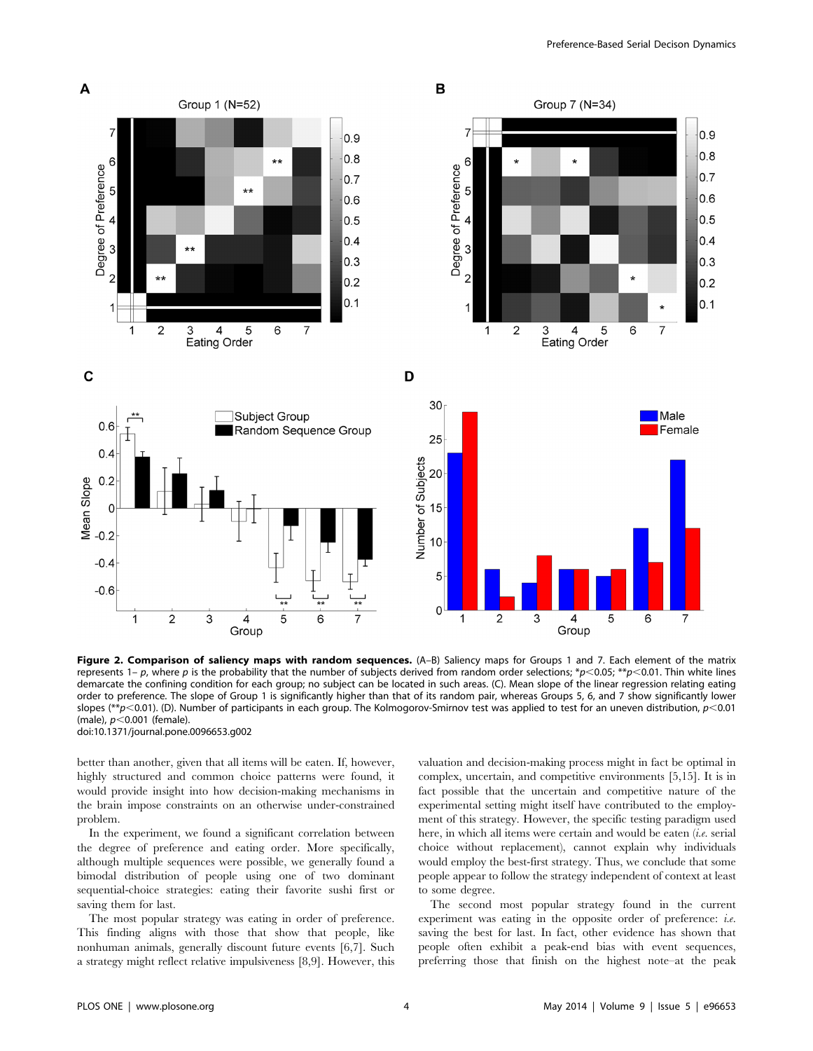**Figure 2. Comparison of saliency maps with random sequences.** (A–B) Saliency maps for Groups 1 and 7. Each element of the matrix represents 1– $p$, where $p$ is the probability that the number of subjects derived from random order selections; *$p<0.05$; **$p<0.01$. Thin white lines demarcate the confining condition for each group; no subject can be located in such areas. (C). Mean slope of the linear regression relating eating order to preference. The slope of Group 1 is significantly higher than that of its random pair, whereas Groups 5, 6, and 7 show significantly lower slopes (**$p<0.01$). (D). Number of participants in each group. The Kolmogorov-Smirnov test was applied to test for an uneven distribution, $p<0.01$ (male), $p<0.001$ (female).
doi:10.1371/journal.pone.0096653.g002

better than another, given that all items will be eaten. If, however, highly structured and common choice patterns were found, it would provide insight into how decision-making mechanisms in the brain impose constraints on an otherwise under-constrained problem.

In the experiment, we found a significant correlation between the degree of preference and eating order. More specifically, although multiple sequences were possible, we generally found a bimodal distribution of people using one of two dominant sequential-choice strategies: eating their favorite sushi first or saving them for last.

The most popular strategy was eating in order of preference. This finding aligns with those that show that people, like nonhuman animals, generally discount future events [6,7]. Such a strategy might reflect relative impulsiveness [8,9]. However, this valuation and decision-making process might in fact be optimal in complex, uncertain, and competitive environments [5,15]. It is in fact possible that the uncertain and competitive nature of the experimental setting might itself have contributed to the employment of this strategy. However, the specific testing paradigm used here, in which all items were certain and would be eaten (*i.e.* serial choice without replacement), cannot explain why individuals would employ the best-first strategy. Thus, we conclude that some people appear to follow the strategy independent of context at least to some degree.

The second most popular strategy found in the current experiment was eating in the opposite order of preference: *i.e.* saving the best for last. In fact, other evidence has shown that people often exhibit a peak-end bias with event sequences, preferring those that finish on the highest note–at the peak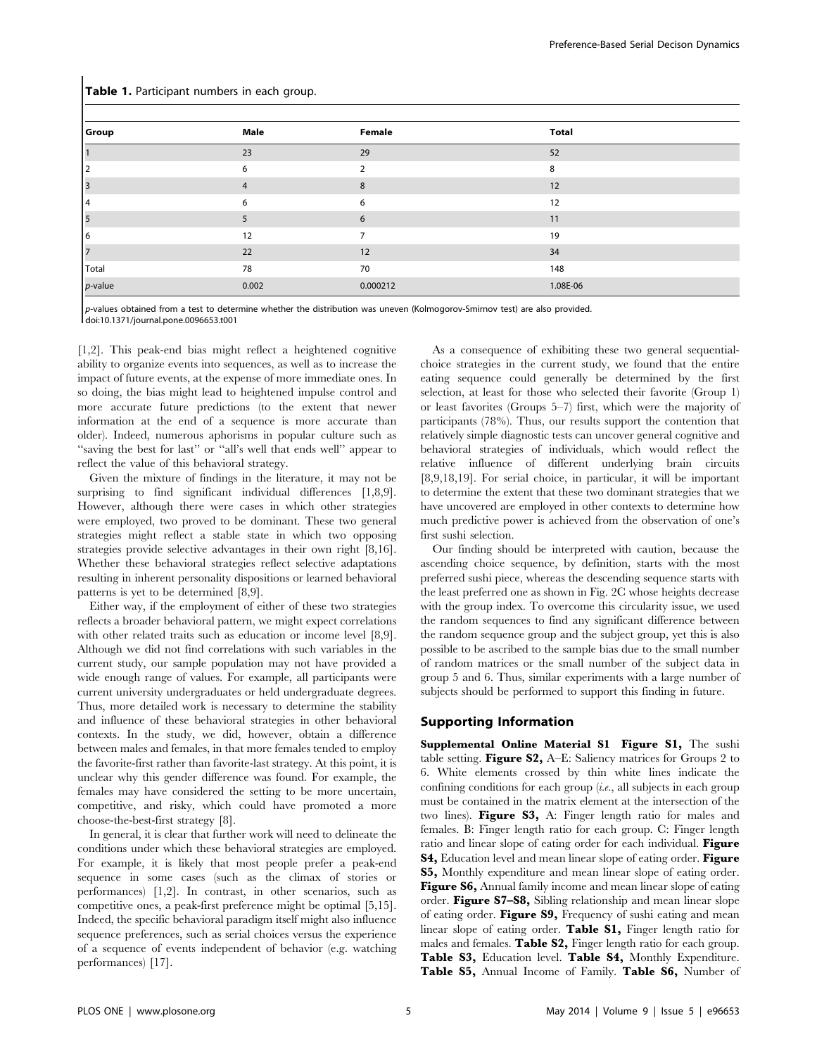**Table 1.** Participant numbers in each group.

| Group | Male | Female | Total |
|---|---|---|---|
| 1 | 23 | 29 | 52 |
| 2 | 6 | 2 | 8 |
| 3 | 4 | 8 | 12 |
| 4 | 6 | 6 | 12 |
| 5 | 5 | 6 | 11 |
| 6 | 12 | 7 | 19 |
| 7 | 22 | 12 | 34 |
| Total | 78 | 70 | 148 |
| *p*-value | 0.002 | 0.000212 | 1.08E-06 |

*p*-values obtained from a test to determine whether the distribution was uneven (Kolmogorov-Smirnov test) are also provided.
doi:10.1371/journal.pone.0096653.t001

[1,2]. This peak-end bias might reflect a heightened cognitive ability to organize events into sequences, as well as to increase the impact of future events, at the expense of more immediate ones. In so doing, the bias might lead to heightened impulse control and more accurate future predictions (to the extent that newer information at the end of a sequence is more accurate than older). Indeed, numerous aphorisms in popular culture such as "saving the best for last" or "all's well that ends well" appear to reflect the value of this behavioral strategy.

Given the mixture of findings in the literature, it may not be surprising to find significant individual differences [1,8,9]. However, although there were cases in which other strategies were employed, two proved to be dominant. These two general strategies might reflect a stable state in which two opposing strategies provide selective advantages in their own right [8,16]. Whether these behavioral strategies reflect selective adaptations resulting in inherent personality dispositions or learned behavioral patterns is yet to be determined [8,9].

Either way, if the employment of either of these two strategies reflects a broader behavioral pattern, we might expect correlations with other related traits such as education or income level [8,9]. Although we did not find correlations with such variables in the current study, our sample population may not have provided a wide enough range of values. For example, all participants were current university undergraduates or held undergraduate degrees. Thus, more detailed work is necessary to determine the stability and influence of these behavioral strategies in other behavioral contexts. In the study, we did, however, obtain a difference between males and females, in that more females tended to employ the favorite-first rather than favorite-last strategy. At this point, it is unclear why this gender difference was found. For example, the females may have considered the setting to be more uncertain, competitive, and risky, which could have promoted a more choose-the-best-first strategy [8].

In general, it is clear that further work will need to delineate the conditions under which these behavioral strategies are employed. For example, it is likely that most people prefer a peak-end sequence in some cases (such as the climax of stories or performances) [1,2]. In contrast, in other scenarios, such as competitive ones, a peak-first preference might be optimal [5,15]. Indeed, the specific behavioral paradigm itself might also influence sequence preferences, such as serial choices versus the experience of a sequence of events independent of behavior (e.g. watching performances) [17].

As a consequence of exhibiting these two general sequential-choice strategies in the current study, we found that the entire eating sequence could generally be determined by the first selection, at least for those who selected their favorite (Group 1) or least favorites (Groups 5–7) first, which were the majority of participants (78%). Thus, our results support the contention that relatively simple diagnostic tests can uncover general cognitive and behavioral strategies of individuals, which would reflect the relative influence of different underlying brain circuits [8,9,18,19]. For serial choice, in particular, it will be important to determine the extent that these two dominant strategies that we have uncovered are employed in other contexts to determine how much predictive power is achieved from the observation of one's first sushi selection.

Our finding should be interpreted with caution, because the ascending choice sequence, by definition, starts with the most preferred sushi piece, whereas the descending sequence starts with the least preferred one as shown in Fig. 2C whose heights decrease with the group index. To overcome this circularity issue, we used the random sequences to find any significant difference between the random sequence group and the subject group, yet this is also possible to be ascribed to the sample bias due to the small number of random matrices or the small number of the subject data in group 5 and 6. Thus, similar experiments with a large number of subjects should be performed to support this finding in future.

## Supporting Information

**Supplemental Online Material S1** **Figure S1,** The sushi table setting. **Figure S2,** A–E: Saliency matrices for Groups 2 to 6. White elements crossed by thin white lines indicate the confining conditions for each group (*i.e.*, all subjects in each group must be contained in the matrix element at the intersection of the two lines). **Figure S3,** A: Finger length ratio for males and females. B: Finger length ratio for each group. C: Finger length ratio and linear slope of eating order for each individual. **Figure S4,** Education level and mean linear slope of eating order. **Figure S5,** Monthly expenditure and mean linear slope of eating order. **Figure S6,** Annual family income and mean linear slope of eating order. **Figure S7–S8,** Sibling relationship and mean linear slope of eating order. **Figure S9,** Frequency of sushi eating and mean linear slope of eating order. **Table S1,** Finger length ratio for males and females. **Table S2,** Finger length ratio for each group. **Table S3,** Education level. **Table S4,** Monthly Expenditure. **Table S5,** Annual Income of Family. **Table S6,** Number of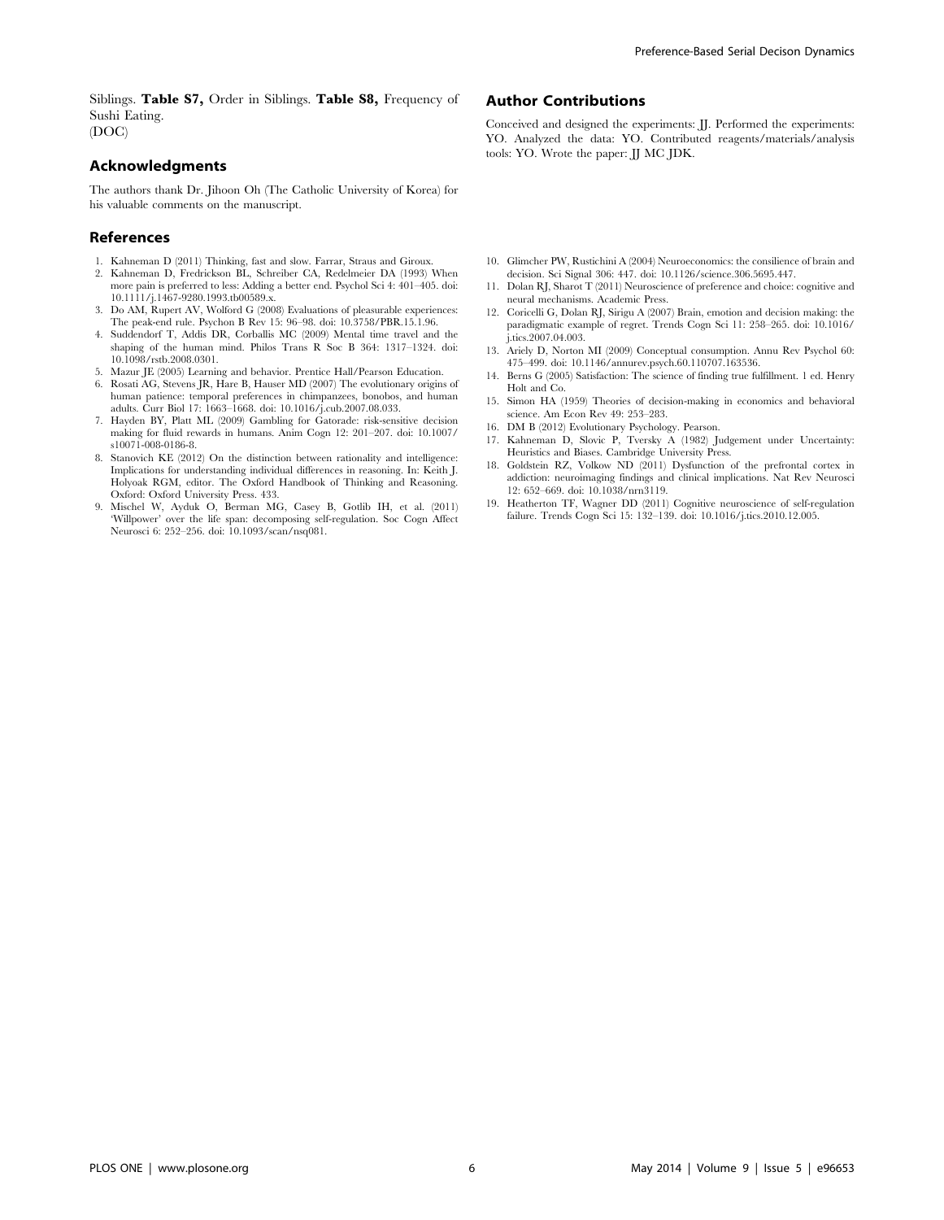Siblings. **Table S7,** Order in Siblings. **Table S8,** Frequency of Sushi Eating.
(DOC)

## Acknowledgments

The authors thank Dr. Jihoon Oh (The Catholic University of Korea) for his valuable comments on the manuscript.

## Author Contributions

Conceived and designed the experiments: JJ. Performed the experiments: YO. Analyzed the data: YO. Contributed reagents/materials/analysis tools: YO. Wrote the paper: JJ MC JDK.

## References

1. Kahneman D (2011) Thinking, fast and slow. Farrar, Straus and Giroux.
2. Kahneman D, Fredrickson BL, Schreiber CA, Redelmeier DA (1993) When more pain is preferred to less: Adding a better end. Psychol Sci 4: 401–405. doi: 10.1111/j.1467-9280.1993.tb00589.x.
3. Do AM, Rupert AV, Wolford G (2008) Evaluations of pleasurable experiences: The peak-end rule. Psychon B Rev 15: 96–98. doi: 10.3758/PBR.15.1.96.
4. Suddendorf T, Addis DR, Corballis MC (2009) Mental time travel and the shaping of the human mind. Philos Trans R Soc B 364: 1317–1324. doi: 10.1098/rstb.2008.0301.
5. Mazur JE (2005) Learning and behavior. Prentice Hall/Pearson Education.
6. Rosati AG, Stevens JR, Hare B, Hauser MD (2007) The evolutionary origins of human patience: temporal preferences in chimpanzees, bonobos, and human adults. Curr Biol 17: 1663–1668. doi: 10.1016/j.cub.2007.08.033.
7. Hayden BY, Platt ML (2009) Gambling for Gatorade: risk-sensitive decision making for fluid rewards in humans. Anim Cogn 12: 201–207. doi: 10.1007/s10071-008-0186-8.
8. Stanovich KE (2012) On the distinction between rationality and intelligence: Implications for understanding individual differences in reasoning. In: Keith J. Holyoak RGM, editor. The Oxford Handbook of Thinking and Reasoning. Oxford: Oxford University Press. 433.
9. Mischel W, Ayduk O, Berman MG, Casey B, Gotlib IH, et al. (2011) 'Willpower' over the life span: decomposing self-regulation. Soc Cogn Affect Neurosci 6: 252–256. doi: 10.1093/scan/nsq081.
10. Glimcher PW, Rustichini A (2004) Neuroeconomics: the consilience of brain and decision. Sci Signal 306: 447. doi: 10.1126/science.306.5695.447.
11. Dolan RJ, Sharot T (2011) Neuroscience of preference and choice: cognitive and neural mechanisms. Academic Press.
12. Coricelli G, Dolan RJ, Sirigu A (2007) Brain, emotion and decision making: the paradigmatic example of regret. Trends Cogn Sci 11: 258–265. doi: 10.1016/j.tics.2007.04.003.
13. Ariely D, Norton MI (2009) Conceptual consumption. Annu Rev Psychol 60: 475–499. doi: 10.1146/annurev.psych.60.110707.163536.
14. Berns G (2005) Satisfaction: The science of finding true fulfillment. 1 ed. Henry Holt and Co.
15. Simon HA (1959) Theories of decision-making in economics and behavioral science. Am Econ Rev 49: 253–283.
16. DM B (2012) Evolutionary Psychology. Pearson.
17. Kahneman D, Slovic P, Tversky A (1982) Judgement under Uncertainty: Heuristics and Biases. Cambridge University Press.
18. Goldstein RZ, Volkow ND (2011) Dysfunction of the prefrontal cortex in addiction: neuroimaging findings and clinical implications. Nat Rev Neurosci 12: 652–669. doi: 10.1038/nrn3119.
19. Heatherton TF, Wagner DD (2011) Cognitive neuroscience of self-regulation failure. Trends Cogn Sci 15: 132–139. doi: 10.1016/j.tics.2010.12.005.